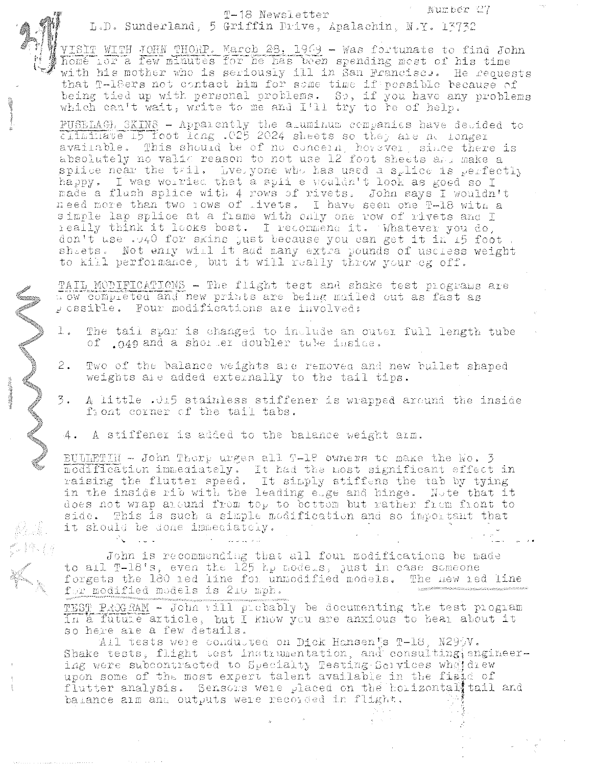# T-18 Newsletter

Number 27

L.D. Sunderland, 5 Griffin Drive, Apalachin, N.Y. 13732

VISIT WITH JOHN THORP. March 28, 1969 - Was fortunate to find John home for a few minutes for he has been spending most of his time with his mother who is seriously ill in San Francisco. He requests that T-18ers not contact him for some time if possible because of being tied up with personal problems. So, if you have any problems which can't wait, write to me and I'll try to be of help.

FUSELAGE SKINS - Apparently the aluminum companies have decided to eliminate 15 foot long .025 2024 sheets so they are no longer available. This should be of no concern, however, since there is absolutely no valid reason to not use 12 foot sheets and make a splice near the tail. Everyone who has used a splice is perfectly happy. I was worried that a splice wouldn't look as good so I made a flush splice with 4 rows of rivets. John says I wouldn't need more than two rows of rivets. I have seen one T-18 with a simple lap splice at a frame with only one row of rivets and I really think it looks best. I recommend it. Whatever you do, don't use .040 for skins just because you can get it in 15 foot sheets. Not only will it add many extra pounds of useless weight to kill performance, but it will really throw your cg off.

TAIL MODIFICATIONS - The flight test and shake test programs are now completed and new prints are being mailed out as fast as possible. Four modifications are involved:

1. The tail spar is changed to include an outer full length tube of .049 and a shorter doubler tube inside.

2. Two of the balance weights are removed and new bullet shaped weights are added externally to the tail tips.

3. A little .015 stainless stiffener is wrapped around the inside front corner of the tail tabs.

4. A stiffener is added to the balance weight arm.

BULLETIN - John Thorp urges all T-18 owners to make the No. 3 modification immediately. It had the most significant effect in raising the flutter speed. It simply stiffens the tab by tying in the inside rib with the leading edge and hinge. Note that it does not wrap around from top to bottom but rather from front to side. This is such a simple modification and so important that it should be done immediately.

John is recommending that all four modifications be made to all T-18's, even the 125 hp models, just in case someone forgets the 180 red line for unmodified models. The new red line for modified models is 210 mph.

TEST PROGRAM - John will probably be documenting the test program in a future article, but I know you are anxious to hear about it so here are a few details.

All tests were conducted on Dick Hansen's T-18, N299V. Shake tests, flight test instrumentation, and consulting engineering were subcontracted to Specialty Testing Services who drew upon some of the most expert talent available in the field of flutter analysis. Sensors were placed on the horizontal tail and balance arm and outputs were recorded in flight.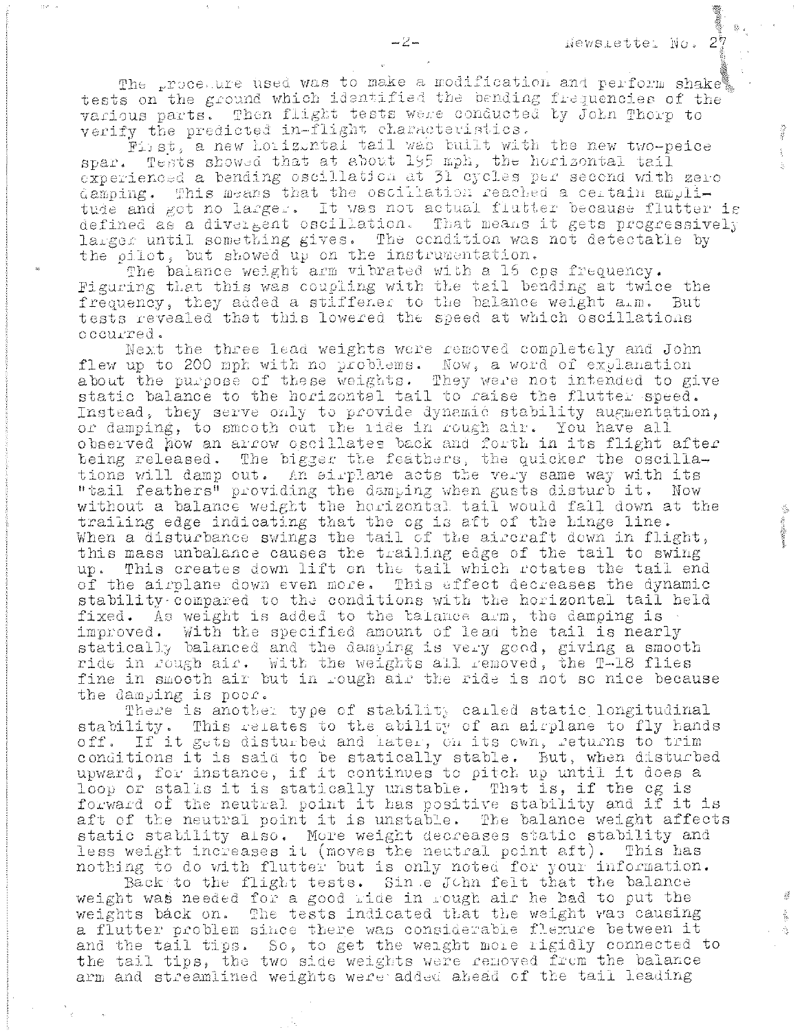The procedure used was to make a modification and perform shake tests on the ground which identified the bending frequencies of the various parts. Then flight tests were conducted by John Thorp to verify the predicted in-flight characteristics.

First, a new horizontal tail was built with the new two-peice spar. Tests showed that at about 195 mph, the horizontal tail experienced a bending oscillation at 31 cycles per second with zero damping. This means that the oscillation reached a certain amplitude and got no larger. It was not actual flutter because flutter is defined as a divergent oscillation. That means it gets progressively larger until something gives. The condition was not detectable by the pilot, but showed up on the instrumentation.

The balance weight arm vibrated with a 16 cps frequency. Figuring that this was coupling with the tail bending at twice the frequency, they added a stiffener to the balance weight arm. But tests revealed that this lowered the speed at which oscillations occurred.

Next the three lead weights were removed completely and John flew up to 200 mph with no problems. Now, a word of explanation about the purpose of these weights. They were not intended to give static balance to the horizontal tail to raise the flutter speed. Instead, they serve only to provide dynamic stability augmentation, or damping, to smooth out the ride in rough air. You have all observed how an arrow oscillates back and forth in its flight after being released. The bigger the feathers, the quicker the oscillations will damp out. An airplane acts the very same way with its "tail feathers" providing the damping when gusts disturb it. Now without a balance weight the horizontal tail would fall down at the trailing edge indicating that the cg is aft of the hinge line. When a disturbance swings the tail of the aircraft down in flight, this mass unbalance causes the trailing edge of the tail to swing up. This creates down lift on the tail which rotates the tail end of the airplane down even more. This effect decreases the dynamic stability compared to the conditions with the horizontal tail held fixed. As weight is added to the balance arm, the damping is improved. With the specified amount of lead the tail is nearly statically balanced and the damping is very good, giving a smooth ride in rough air. With the weights all removed, the T-18 flies fine in smooth air but in rough air the ride is not so nice because the damping is poor.

There is another type of stability called static longitudinal stability. This relates to the ability of an airplane to fly hands off. If it gets disturbed and later, on its own, returns to trim conditions it is said to be statically stable. But, when disturbed upward, for instance, if it continues to pitch up until it does a loop or stalls it is statically unstable. That is, if the cg is forward of the neutral point it has positive stability and if it is aft of the neutral point it is unstable. The balance weight affects static stability also. More weight decreases static stability and less weight increases it (moves the neutral point aft). This has nothing to do with flutter but is only noted for your information.

Back to the flight tests. Since John felt that the balance weight was needed for a good ride in rough air he had to put the weights back on. The tests indicated that the weight was causing a flutter problem since there was considerable flexure between it and the tail tips. So, to get the weight more rigidly connected to the tail tips, the two side weights were removed from the balance arm and streamlined weights were added ahead of the tail leading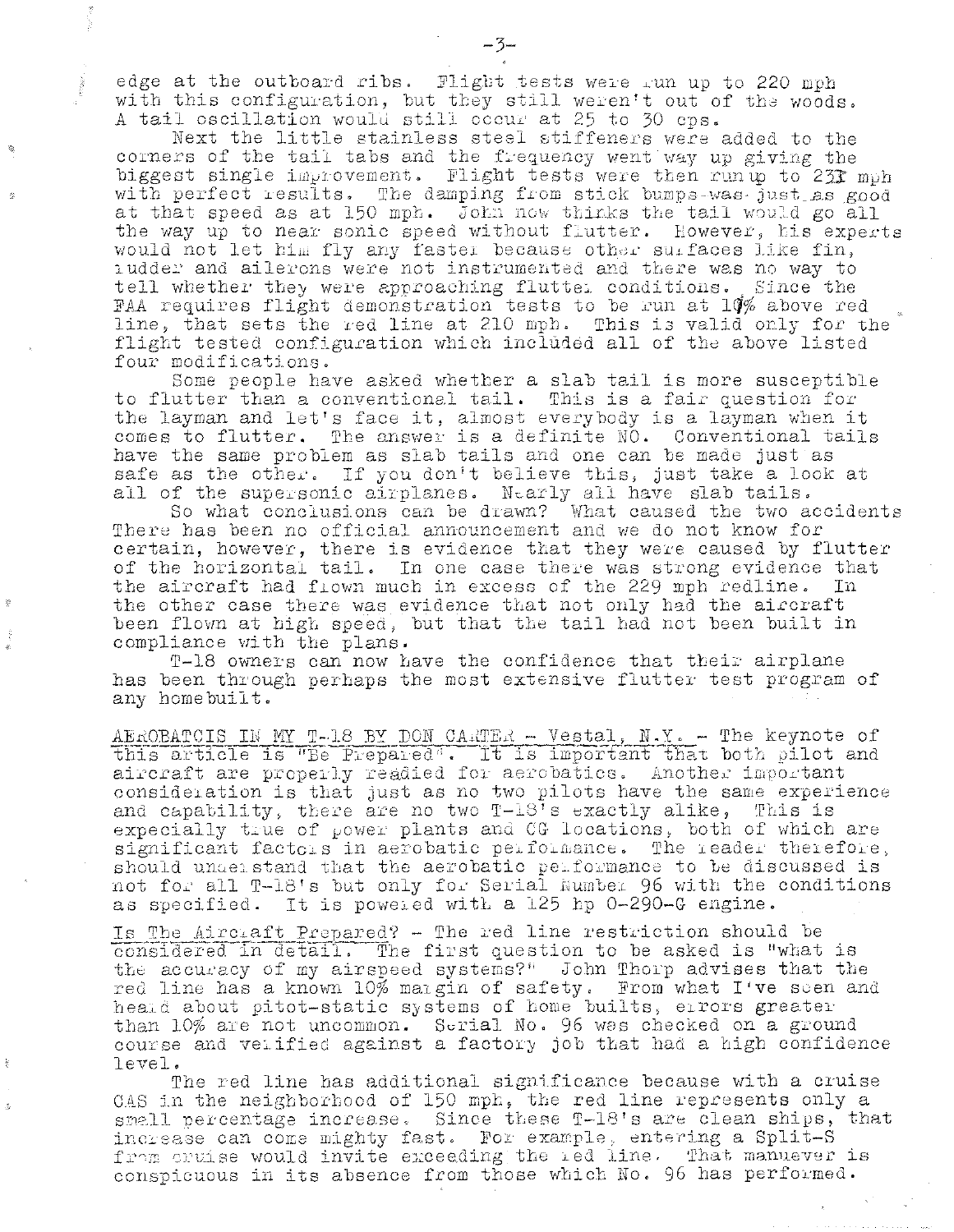edge at the outboard ribs. Flight tests were run up to 220 mph with this configuration, but they still weren't out of the woods. A tail oscillation would still occur at 25 to 30 cps.

Next the little stainless steel stiffeners were added to the corners of the tail tabs and the frequency went way up giving the biggest single improvement. Flight tests were then run up to 231 mph with perfect results. The damping from stick bumps was just as good at that speed as at 150 mph. John now thinks the tail would go all the way up to near sonic speed without flutter. However, his experts would not let him fly any faster because other surfaces like fin, rudder and ailerons were not instrumented and there was no way to tell whether they were approaching flutter conditions. Since the FAA requires flight demonstration tests to be run at 10% above red line, that sets the red line at 210 mph. This is valid only for the flight tested configuration which included all of the above listed four modifications.

Some people have asked whether a slab tail is more susceptible to flutter than a conventional tail. This is a fair question for the layman and let's face it, almost everybody is a layman when it comes to flutter. The answer is a definite NO. Conventional tails have the same problem as slab tails and one can be made just as safe as the other. If you don't believe this, just take a look at all of the supersonic airplanes. Nearly all have slab tails.

So what conclusions can be drawn? What caused the two accidents There has been no official announcement and we do not know for certain, however, there is evidence that they were caused by flutter of the horizontal tail. In one case there was strong evidence that the aircraft had flown much in excess of the 229 mph redline. In the other case there was evidence that not only had the aircraft been flown at high speed, but that the tail had not been built in compliance with the plans.

T-18 owners can now have the confidence that their airplane has been through perhaps the most extensive flutter test program of any homebuilt.

AEROBATCIS IN MY T-18 BY DON CARTER - Vestal, N.Y. - The keynote of this article is "Be Prepared". It is important that both pilot and aircraft are properly readied for aerobatics. Another important consideration is that just as no two pilots have the same experience and capability, there are no two T-18's exactly alike, This is expecially true of power plants and CG locations, both of which are significant factors in aerobatic performance. The reader therefore, should understand that the aerobatic performance to be discussed is not for all T-18's but only for Serial Number 96 with the conditions as specified. It is powered with a 125 hp O-290-G engine.

Is The Aircraft Prepared? - The red line restriction should be considered in detail. The first question to be asked is "what is the accuracy of my airspeed systems?" John Thorp advises that the red line has a known 10% margin of safety. From what I've seen and heard about pitot-static systems of home builts, errors greater than 10% are not uncommon. Serial No. 96 was checked on a ground course and verified against a factory job that had a high confidence level.

The red line has additional significance because with a cruise CAS in the neighborhood of 150 mph, the red line represents only a small percentage increase. Since these T-18's are clean ships, that increase can come mighty fast. For example, entering a Split-S from cruise would invite exceeding the red line. That manuever is conspicuous in its absence from those which No. 96 has performed.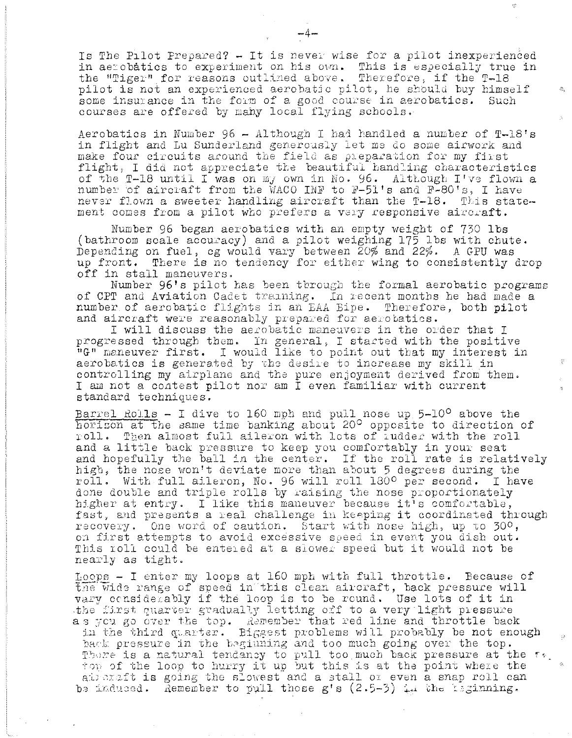Is The Pilot Prepared? - It is never wise for a pilot inexperienced in aerobatics to experiment on his own. This is especially true in the "Tiger" for reasons outlined above. Therefore, if the T-18 pilot is not an experienced aerobatic pilot, he should buy himself some insurance in the form of a good course in aerobatics. Such courses are offered by many local flying schools.

Aerobatics in Number 96 - Although I had handled a number of T-18's in flight and Lu Sunderland generously let me do some airwork and make four circuits around the field as preparation for my first flight, I did not appreciate the beautiful handling characteristics of the T-18 until I was on my own in No. 96. Although I've flown a number of aircraft from the WACO INF to F-51's and F-80's, I have never flown a sweeter handling aircraft than the T-18. This statement comes from a pilot who prefers a very responsive aircraft.

Number 96 began aerobatics with an empty weight of 730 lbs (bathroom scale accuracy) and a pilot weighing 175 lbs with chute. Depending on fuel, cg would vary between 20% and 22%. A GPU was up front. There is no tendency for either wing to consistently drop off in stall maneuvers.

Number 96's pilot has been through the formal aerobatic programs of CPT and Aviation Cadet training. In recent months he had made a number of aerobatic flights in an EAA Bipe. Therefore, both pilot and aircraft were reasonably prepared for aerobatics.

I will discuss the aerobatic maneuvers in the order that I progressed through them. In general, I started with the positive "G" maneuver first. I would like to point out that my interest in aerobatics is generated by the desire to increase my skill in controlling my airplane and the pure enjoyment derived from them. I am not a contest pilot nor am I even familiar with current standard techniques.

Barrel Rolls - I dive to 160 mph and pull nose up 5-10° above the horizon at the same time banking about 20° opposite to direction of roll. Then almost full aileron with lots of rudder with the roll and a little back pressure to keep you comfortably in your seat and hopefully the ball in the center. If the roll rate is relatively high, the nose won't deviate more than about 5 degrees during the roll. With full aileron, No. 96 will roll 180° per second. I have done double and triple rolls by raising the nose proportionately higher at entry. I like this maneuver because it's comfortable, fast, and presents a real challenge in keeping it coordinated through recovery. One word of caution. Start with nose high, up to 30°, on first attempts to avoid excessive speed in event you dish out. This roll could be entered at a slower speed but it would not be nearly as tight.

Loops - I enter my loops at 160 mph with full throttle. Because of the wide range of speed in this clean aircraft, back pressure will vary considerably if the loop is to be round. Use lots of it in the first quarter gradually letting off to a very light pressure as you go over the top. Remember that red line and throttle back in the third quarter. Biggest problems will probably be not enough back pressure in the beginning and too much going over the top. There is a natural tendancy to pull too much back pressure at the top of the loop to hurry it up but this is at the point where the aircraft is going the slowest and a stall or even a snap roll can be induced. Remember to pull those g's (2.5-3) in the beginning.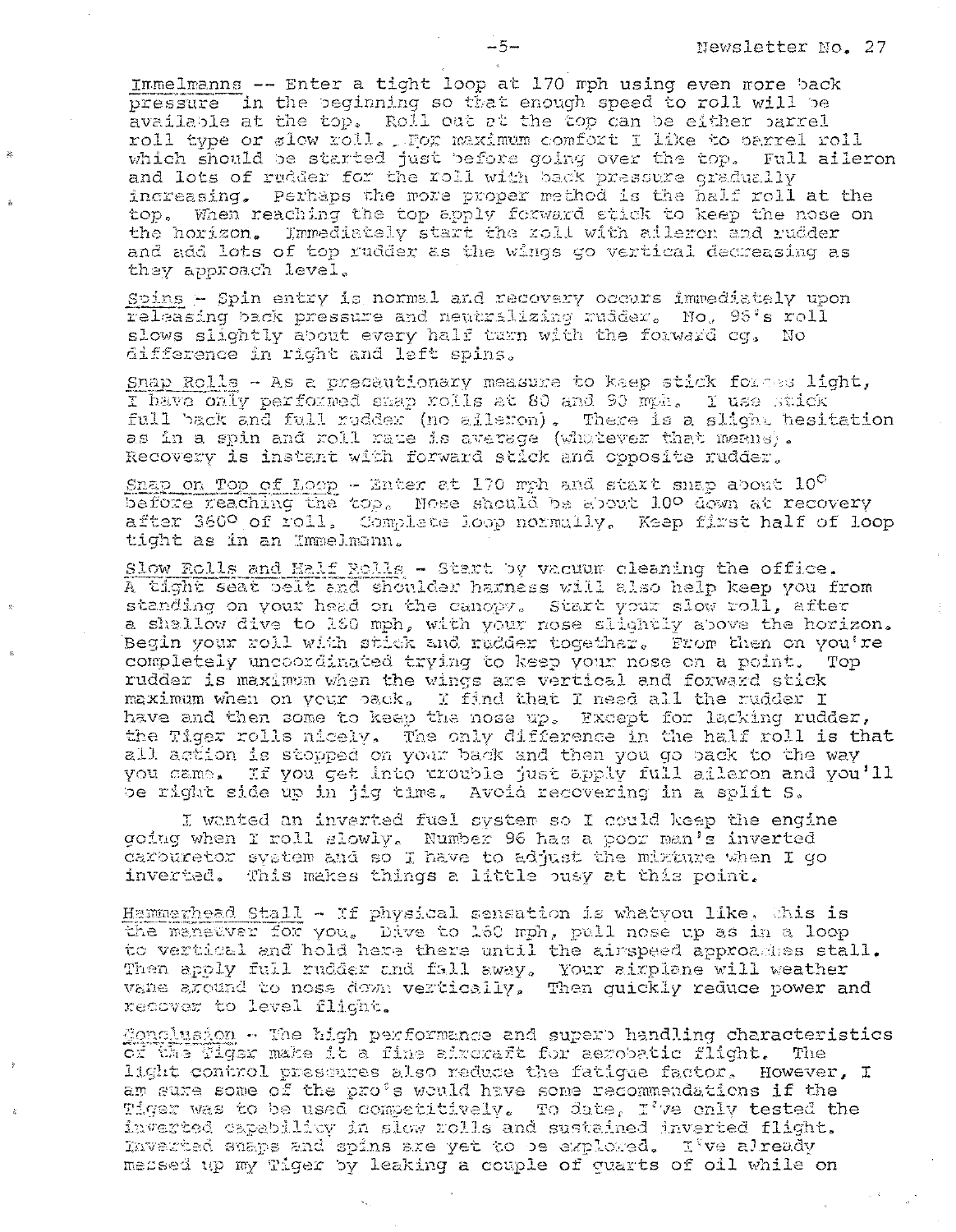Immelmanns -- Enter a tight loop at 170 mph using even more back pressure in the beginning so that enough speed to roll will be available at the top. Roll out at the top can be either barrel roll type or slow roll. For maximum comfort I like to barrel roll which should be started just before going over the top. Full aileron and lots of rudder for the roll with back pressure gradually increasing. Perhaps the more proper method is the half roll at the top. When reaching the top apply forward stick to keep the nose on the horizon. Immediately start the roll with aileron and rudder and add lots of top rudder as the wings go vertical decreasing as they approach level.

Spins - Spin entry is normal and recovery occurs immediately upon releasing back pressure and neutralizing rudder. No. 96's roll slows slightly about every half turn with the forward cg. No difference in right and left spins.

Snap Rolls - As a precautionary measure to keep stick forces light, I have only performed snap rolls at 80 and 90 mph. I use stick full back and full rudder (no aileron). There is a slight hesitation as in a spin and roll rate is average (whatever that means). Recovery is instant with forward stick and opposite rudder.

Snap on Top of Loop - Enter at 170 mph and start snap about 10° before reaching the top. Nose should be about 10° down at recovery after 360° of roll. Complete loop normally. Keep first half of loop tight as in an Immelmann.

Slow Rolls and Half Rolls - Start by vacuum cleaning the office. A tight seat belt and shoulder harness will also help keep you from standing on your head on the canopy. Start your slow roll, after a shallow dive to 160 mph, with your nose slightly above the horizon. Begin your roll with stick and rudder together. From then on you're completely uncoordinated trying to keep your nose on a point. Top rudder is maximum when the wings are vertical and forward stick maximum when on your back. I find that I need all the rudder I have and then some to keep the nose up. Except for lacking rudder, the Tiger rolls nicely. The only difference in the half roll is that all action is stopped on your back and then you go back to the way you came. If you get into trouble just apply full aileron and you'll be right side up in jig time. Avoid recovering in a split S.

I wanted an inverted fuel system so I could keep the engine going when I roll slowly. Number 96 has a poor man's inverted carburetor system and so I have to adjust the mixture when I go inverted. This makes things a little busy at this point.

Hammerhead Stall - If physical sensation is whatyou like, this is the maneuver for you. Dive to 160 mph, pull nose up as in a loop to vertical and hold here there until the airspeed approaches stall. Then apply full rudder and fall away. Your airplane will weather vane around to nose down vertically. Then quickly reduce power and recover to level flight.

Conclusion - The high performance and superb handling characteristics of the Tiger make it a fine aircraft for aerobatic flight. The light control pressures also reduce the fatigue factor. However, I am sure some of the pro's would have some recommendations if the Tiger was to be used competitively. To date, I've only tested the inverted capability in slow rolls and sustained inverted flight. Inverted snaps and spins are yet to be explored. I've already messed up my Tiger by leaking a couple of quarts of oil while on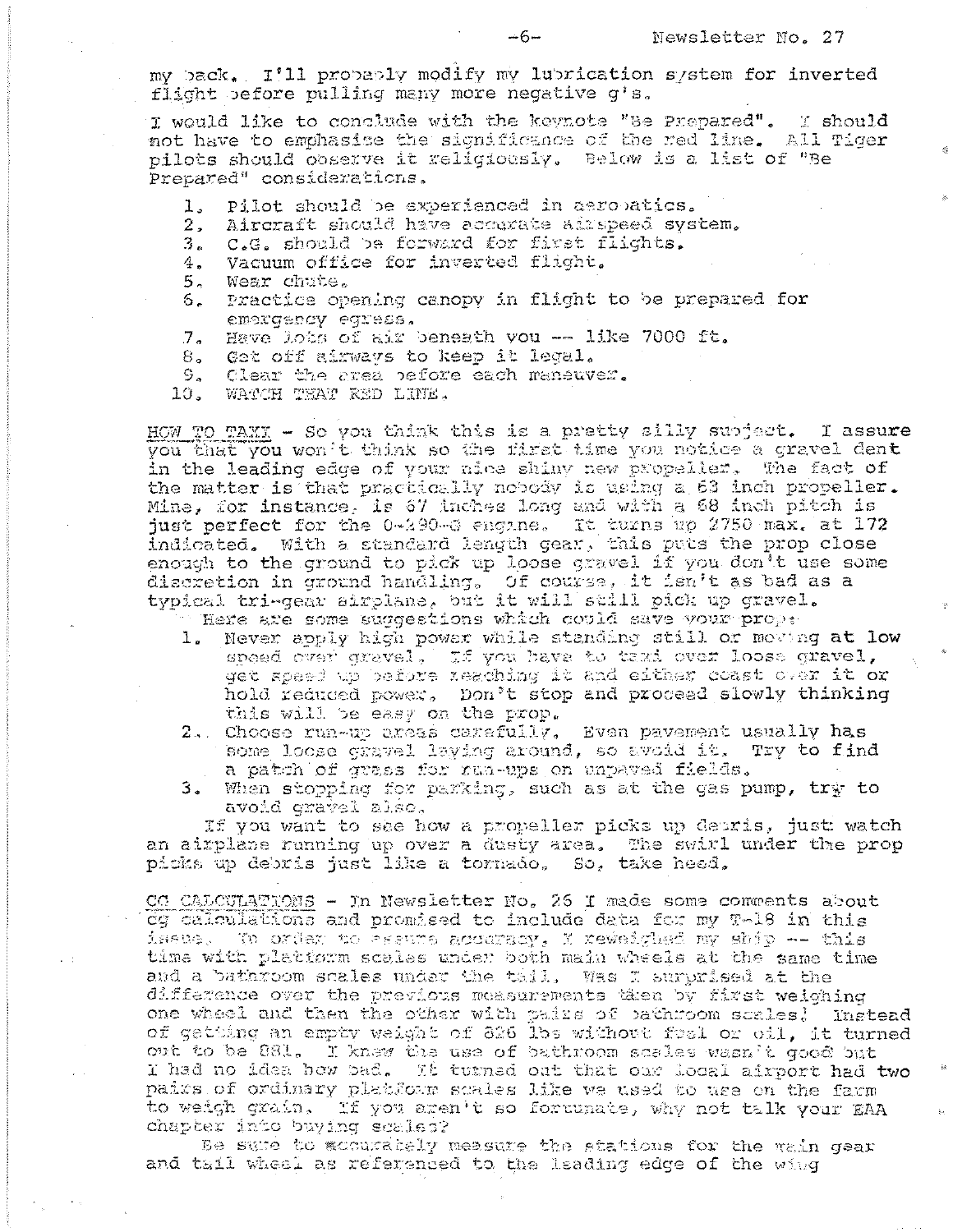my back. I'll probably modify my lubrication system for inverted flight before pulling many more negative g's.

I would like to conclude with the keynote "Be Prepared". I should not have to emphasize the significance of the red line. All Tiger pilots should observe it religiously. Below is a list of "Be Prepared" considerations.

1. Pilot should be experienced in aerobatics.
2. Aircraft should have accurate airspeed system.
3. C.G. should be forward for first flights.
4. Vacuum office for inverted flight.
5. Wear chute.
6. Practice opening canopy in flight to be prepared for emergency egress.
7. Have lots of air beneath you -- like 7000 ft.
8. Get off airways to keep it legal.
9. Clear the area before each maneuver.
10. WATCH THAT RED LINE.

HOW TO TAXI - So you think this is a pretty silly subject. I assure you that you won't think so the first time you notice a gravel dent in the leading edge of your nice shiny new propeller. The fact of the matter is that practically nobody is using a 63 inch propeller. Mine, for instance, is 67 inches long and with a 68 inch pitch is just perfect for the O-290-G engine. It turns up 2750 max. at 172 indicated. With a standard length gear, this puts the prop close enough to the ground to pick up loose gravel if you don't use some discretion in ground handling. Of course, it isn't as bad as a typical tri-gear airplane, but it will still pick up gravel.

Here are some suggestions which could save your prop:

1. Never apply high power while standing still or moving at low speed over gravel. If you have to taxi over loose gravel, get speed up before reaching it and either coast over it or hold reduced power. Don't stop and proceed slowly thinking this will be easy on the prop.
2. Choose run-up areas carefully. Even pavement usually has some loose gravel laying around, so avoid it. Try to find a patch of grass for run-ups on unpaved fields.
3. When stopping for parking, such as at the gas pump, try to avoid gravel also.

If you want to see how a propeller picks up debris, just watch an airplane running up over a dusty area. The swirl under the prop picks up debris just like a tornado. So, take heed.

CG CALCULATIONS - In Newsletter No. 26 I made some comments about cg calculations and promised to include data for my T-18 in this issue. In order to assure accuracy, I reweighed my ship -- this time with platform scales under both main wheels at the same time and a bathroom scales under the tail. Was I surprised at the difference over the previous measurements taken by first weighing one wheel and then the other with pairs of bathroom scales! Instead of getting an empty weight of 826 lbs without fuel or oil, it turned out to be 881. I knew the use of bathroom scales wasn't good but I had no idea how bad. It turned out that our local airport had two pairs of ordinary platform scales like we used to use on the farm to weigh grain. If you aren't so fortunate, why not talk your EAA chapter into buying scales?

Be sure to accurately measure the stations for the main gear and tail wheel as referenced to the leading edge of the wing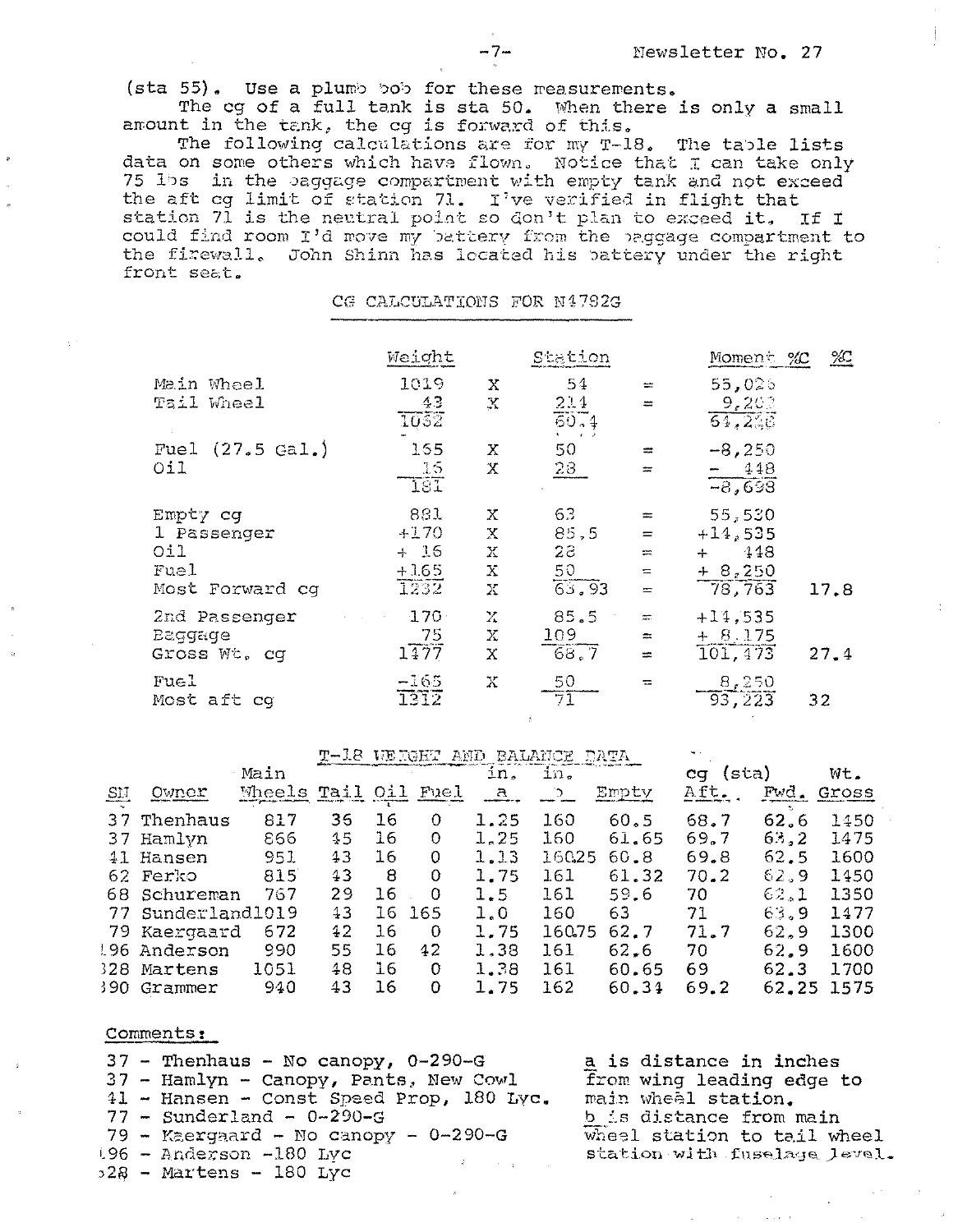(sta 55). Use a plumb bob for these measurements.

The cg of a full tank is sta 50. When there is only a small amount in the tank, the cg is forward of this.

The following calculations are for my T-18. The table lists data on some others which have flown. Notice that I can take only 75 lbs in the baggage compartment with empty tank and not exceed the aft cg limit of station 71. I've verified in flight that station 71 is the neutral point so don't plan to exceed it. If I could find room I'd move my battery from the baggage compartment to the firewall. John Shinn has located his battery under the right front seat.

## CG CALCULATIONS FOR N4782G

| | Weight | | Station | | Moment %C | %C |
|---|---|---|---|---|---|---|
| Main Wheel | 1019 | X | 54 | = | 55,026 | |
| Tail Wheel | 43 | X | 214 | = | 9,202 | |
| | 1062 | | 60.4 | | 64,228 | |
| Fuel (27.5 Gal.) | 165 | X | 50 | = | -8,250 | |
| Oil | 16 | X | 28 | = | - 448 | |
| | 181 | | | | -8,698 | |
| Empty cg | 881 | X | 63 | = | 55,530 | |
| 1 Passenger | +170 | X | 85.5 | = | +14,535 | |
| Oil | + 16 | X | 28 | = | + 448 | |
| Fuel | +165 | X | 50 | = | + 8,250 | |
| Most Forward cg | 1232 | X | 63.93 | = | 78,763 | 17.8 |
| 2nd Passenger | 170 | X | 85.5 | = | +14,535 | |
| Baggage | 75 | X | 109 | = | + 8,175 | |
| Gross Wt. cg | 1477 | X | 68.7 | = | 101,473 | 27.4 |
| Fuel | -165 | X | 50 | = | 8,250 | |
| Most aft cg | 1312 | | 71 | | 93,223 | 32 |

## T-18 WEIGHT AND BALANCE DATA

| SN | Owner | Main Wheels | Tail | Oil | Fuel | in. a | in. b | Empty | cg (sta) Aft. | Fwd. | Wt. Gross |
|---|---|---|---|---|---|---|---|---|---|---|---|
| 37 | Thenhaus | 817 | 36 | 16 | 0 | 1.25 | 160 | 60.5 | 68.7 | 62.6 | 1450 |
| 37 | Hamlyn | 866 | 45 | 16 | 0 | 1.25 | 160 | 61.65 | 69.7 | 63.2 | 1475 |
| 41 | Hansen | 951 | 43 | 16 | 0 | 1.13 | 160.25 | 60.8 | 69.8 | 62.5 | 1600 |
| 62 | Ferko | 815 | 43 | 8 | 0 | 1.75 | 161 | 61.32 | 70.2 | 62.9 | 1450 |
| 68 | Schureman | 767 | 29 | 16 | 0 | 1.5 | 161 | 59.6 | 70 | 62.1 | 1350 |
| 77 | Sunderland | 1019 | 43 | 16 | 165 | 1.0 | 160 | 63 | 71 | 63.9 | 1477 |
| 79 | Kaergaard | 672 | 42 | 16 | 0 | 1.75 | 160.75 | 62.7 | 71.7 | 62.9 | 1300 |
| 196 | Anderson | 990 | 55 | 16 | 42 | 1.38 | 161 | 62.6 | 70 | 62.9 | 1600 |
| 328 | Martens | 1051 | 48 | 16 | 0 | 1.38 | 161 | 60.65 | 69 | 62.3 | 1700 |
| 390 | Grammer | 940 | 43 | 16 | 0 | 1.75 | 162 | 60.34 | 69.2 | 62.25 | 1575 |

Comments:

37 - Thenhaus - No canopy, O-290-G
37 - Hamlyn - Canopy, Pants, New Cowl
41 - Hansen - Const Speed Prop, 180 Lyc.
77 - Sunderland - O-290-G
79 - Kaergaard - No canopy - O-290-G
196 - Anderson -180 Lyc
328 - Martens - 180 Lyc

a is distance in inches from wing leading edge to main wheel station.
b is distance from main wheel station to tail wheel station with fuselage level.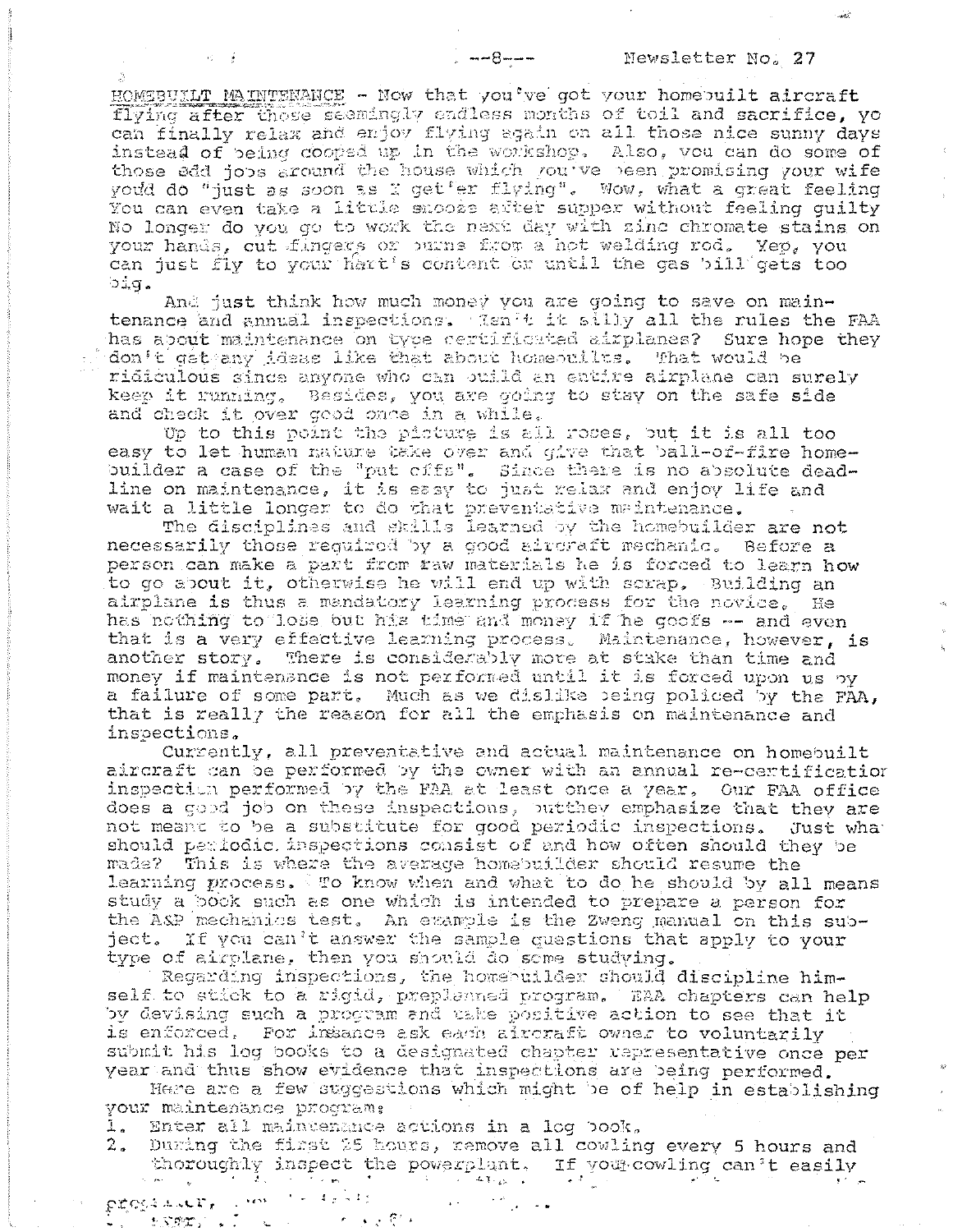HOMEBUILT MAINTENANCE - Now that you've got your homebuilt aircraft flying after those seemingly endless months of toil and sacrifice, yo can finally relax and enjoy flying again on all those nice sunny days instead of being cooped up in the workshop. Also, you can do some of those odd jobs around the house which you've been promising your wife you'd do "just as soon as I get'er flying". Wow, what a great feeling You can even take a little snooze after supper without feeling guilty No longer do you go to work the next day with zinc chromate stains on your hands, cut fingers or burns from a hot welding rod. Yep, you can just fly to your hart's content or until the gas bill gets too big.

And just think how much money you are going to save on maintenance and annual inspections. Isn't it silly all the rules the FAA has about maintenance on type certificated airplanes? Sure hope they don't get any ideas like that about homebuilts. That would be ridiculous since anyone who can build an entire airplane can surely keep it running. Besides, you are going to stay on the safe side and check it over good once in a while.

Up to this point the picture is all roses, but it is all too easy to let human nature take over and give that ball-of-fire homebuilder a case of the "put offs". Since there is no absolute deadline on maintenance, it is easy to just relax and enjoy life and wait a little longer to do that preventative maintenance.

The disciplines and skills learned by the homebuilder are not necessarily those required by a good aircraft mechanic. Before a person can make a part from raw materials he is forced to learn how to go about it, otherwise he will end up with scrap. Building an airplane is thus a mandatory learning process for the novice. He has nothing to lose but his time and money if he goofs -- and even that is a very effective learning process. Maintenance, however, is another story. There is considerably more at stake than time and money if maintenance is not performed until it is forced upon us by a failure of some part. Much as we dislike being policed by the FAA, that is really the reason for all the emphasis on maintenance and inspections.

Currently, all preventative and actual maintenance on homebuilt aircraft can be performed by the owner with an annual re-certificatior inspection performed by the FAA at least once a year. Our FAA office does a good job on these inspections, butthey emphasize that they are not meant to be a substitute for good periodic inspections. Just wha should periodic inspections consist of and how often should they be made? This is where the average homebuilder should resume the learning process. To know when and what to do he should by all means study a book such as one which is intended to prepare a person for the A&P mechanics test. An example is the Zweng manual on this subject. If you can't answer the sample questions that apply to your type of airplane, then you should do some studying.

Regarding inspections, the homebuilder should discipline himself to stick to a rigid, preplanned program. EAA chapters can help by devising such a program and take positive action to see that it is enforced. For insance ask each aircraft owner to voluntarily submit his log books to a designated chapter representative once per year and thus show evidence that inspections are being performed.

Here are a few suggestions which might be of help in establishing your maintenance program:

1. Enter all maintenance actions in a log book.
2. During the first 25 hours, remove all cowling every 5 hours and thoroughly inspect the powerplant. If your cowling can't easily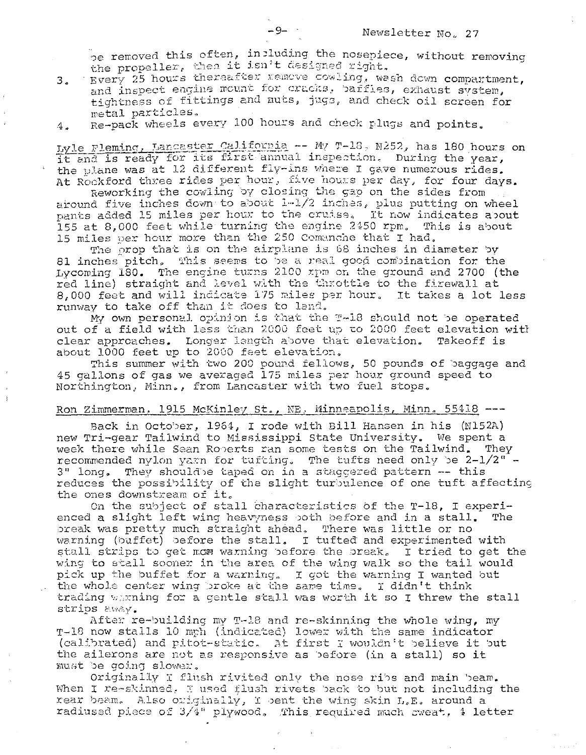be removed this often, including the nosepiece, without removing the propeller, then it isn't designed right.

3. Every 25 hours thereafter remove cowling, wash down compartment, and inspect engine mount for cracks, baffles, exhaust system, tightness of fittings and nuts, jugs, and check oil screen for metal particles.
4. Re-pack wheels every 100 hours and check plugs and points.

Lyle Fleming, Lancaster California -- My T-18, N252, has 180 hours on it and is ready for its first annual inspection. During the year, the plane was at 12 different fly-ins where I gave numerous rides. At Rockford three rides per hour, five hours per day, for four days.

Reworking the cowling by closing the gap on the sides from around five inches down to about 1-1/2 inches, plus putting on wheel pants added 15 miles per hour to the cruise. It now indicates about 155 at 8,000 feet while turning the engine 2450 rpm. This is about 15 miles per hour more than the 250 Comanche that I had.

The prop that is on the airplane is 68 inches in diameter by 81 inches pitch. This seems to be a real good combination for the Lycoming 180. The engine turns 2100 rpm on the ground and 2700 (the red line) straight and level with the throttle to the firewall at 8,000 feet and will indicate 175 miles per hour. It takes a lot less runway to take off than it does to land.

My own personal opinion is that the T-18 should not be operated out of a field with less than 2000 feet up to 2000 feet elevation with clear approaches. Longer length above that elevation. Takeoff is about 1000 feet up to 2000 feet elevation.

This summer with two 200 pound fellows, 50 pounds of baggage and 45 gallons of gas we averaged 175 miles per hour ground speed to Northington, Minn., from Lancaster with two fuel stops.

Ron Zimmerman, 1915 McKinley St., NE, Minneapolis, Minn. 55418 ---

Back in October, 1964, I rode with Bill Hansen in his (N152A) new Tri-gear Tailwind to Mississippi State University. We spent a week there while Sean Roberts ran some tests on the Tailwind. They recommended nylon yarn for tufting. The tufts need only be 2-1/2" - 3" long. They should be taped on in a staggered pattern -- this reduces the possibility of the slight turbulence of one tuft affecting the ones downstream of it.

On the subject of stall characteristics of the T-18, I experienced a slight left wing heavyness both before and in a stall. The break was pretty much straight ahead. There was little or no warning (buffet) before the stall. I tufted and experimented with stall strips to get more warning before the break. I tried to get the wing to stall sooner in the area of the wing walk so the tail would pick up the buffet for a warning. I got the warning I wanted but the whole center wing broke at the same time. I didn't think trading warning for a gentle stall was worth it so I threw the stall strips away.

After re-building my T-18 and re-skinning the whole wing, my T-18 now stalls 10 mph (indicated) lower with the same indicator (calibrated) and pitot-static. At first I wouldn't believe it but the ailerons are not as responsive as before (in a stall) so it must be going slower.

Originally I flush rivited only the nose ribs and main beam. When I re-skinned, I used flush rivets back to but not including the rear beam. Also originally, I bent the wing skin L.E. around a radiused piece of 3/4" plywood. This required much sweat, 4 letter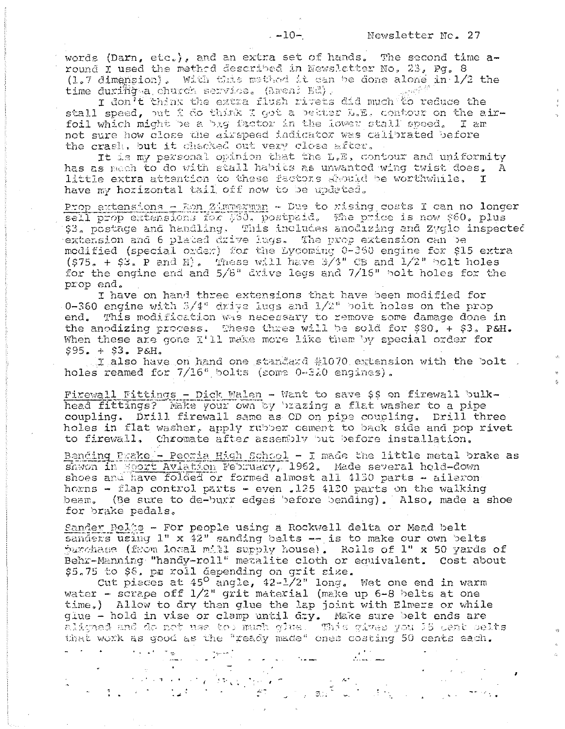words (Darn, etc.), and an extra set of hands. The second time around I used the method described in Newsletter No, 23, Pg. 8 (1.7 dimension). With this method it can be done alone in 1/2 the time during a church service. (Amen! Ed).

I don't think the extra flush rivets did much to reduce the stall speed, but I do think I got a better L.E. contour on the airfoil which might be a big factor in the lower stall speed. I am not sure how close the airspeed indicator was calibrated before the crash, but it checked out very close after.

It is my personal opinion that the L.E. contour and uniformity has as much to do with stall habits as unwanted wing twist does. A little extra attention to these factors should be worthwhile. I have my horizontal tail off now to be updated.

Prop extensions - Ron Zimmerman - Due to rising costs I can no longer sell prop extensions for $50. postpaid. The price is now $60. plus $3. postage and handling. This includes anodizing and Zyglo inspected extension and 6 plated drive lugs. The prop extension can be modified (special order) for the Lycoming O-360 engine for $15 extra ($75. + $3. P and H). These will have 3/4" CB and 1/2" bolt holes for the engine end and 5/8" drive legs and 7/16" bolt holes for the prop end.

I have on hand three extensions that have been modified for O-360 engine with 3/4" drive lugs and 1/2" bolt holes on the prop end. This modification was necessary to remove some damage done in the anodizing process. These three will be sold for $80. + $3. P&H. When these are gone I'll make more like them by special order for $95. + $3. P&H.

I also have on hand one standard #1070 extension with the bolt holes reamed for 7/16" bolts (some O-320 engines).

Firewall Fittings - Dick Walen - Want to save $$ on firewall bulkhead fittings? Make your own by brazing a flat washer to a pipe coupling. Drill firewall same as OD on pipe coupling. Drill three holes in flat washer, apply rubber cement to back side and pop rivet to firewall. Chromate after assembly but before installation.

Bending Brake - Peoria High School - I made the little metal brake as shown in Sport Aviation February, 1962. Made several hold-down shoes and have folded or formed almost all 4130 parts - aileron horns - flap control parts - even .125 4130 parts on the walking beam. (Be sure to de-burr edges before bending). Also, made a shoe for brake pedals.

Sander Belts - For people using a Rockwell delta or Mead belt sanders using 1" x 42" sanding belts -- is to make our own belts purchase (from local mill supply house). Rolls of 1" x 50 yards of Behr-Manning "handy-roll" metalite cloth or equivalent. Cost about $5.75 to $6. per roll depending on grit size.

Cut pieces at 45° angle, 42-1/2" long. Wet one end in warm water - scrape off 1/2" grit material (make up 6-8 belts at one time.) Allow to dry then glue the lap joint with Elmers or while glue - hold in vise or clamp until dry. Make sure belt ends are aligned and do not use too much glue. This gives you 15 cent belts that work as good as the "ready made" ones costing 50 cents each.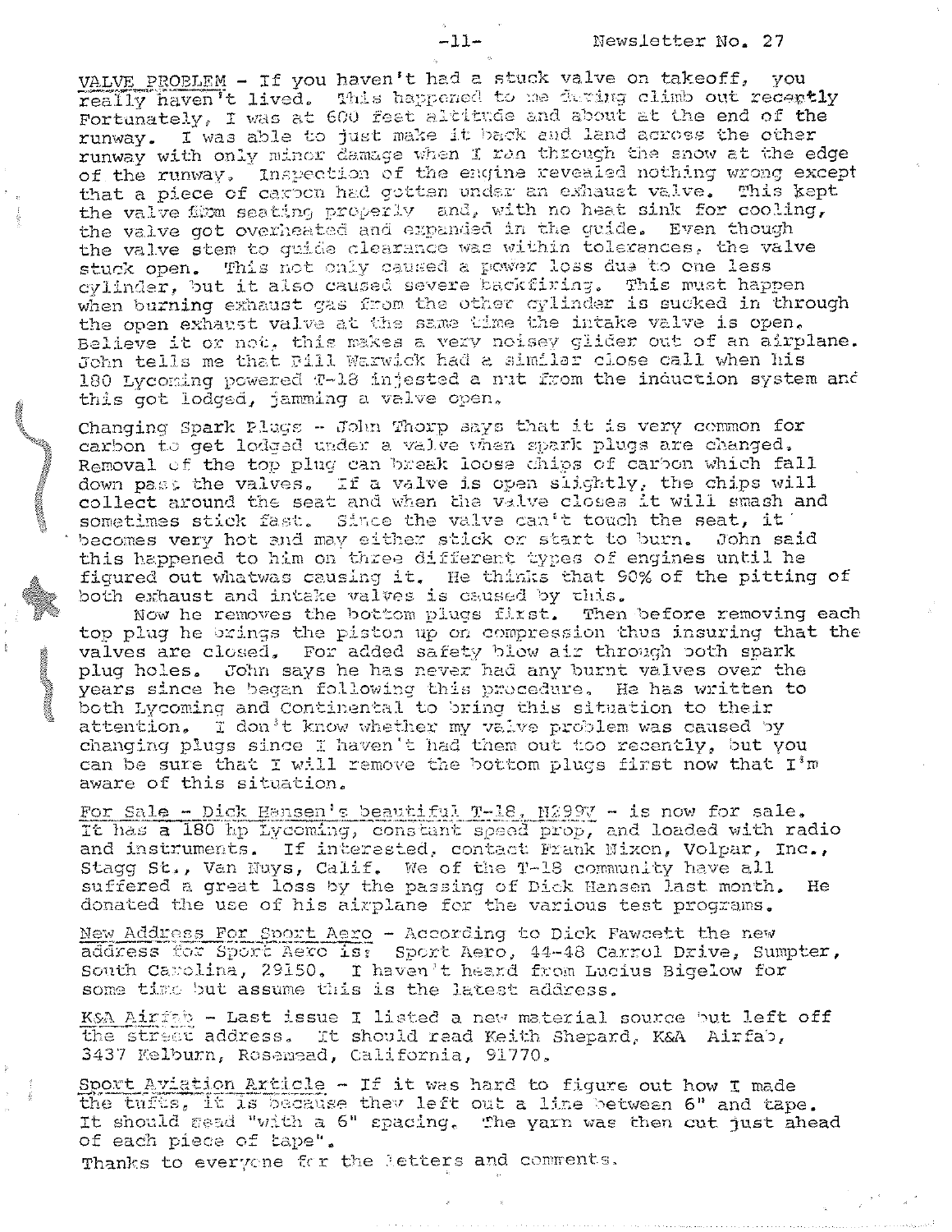VALVE PROBLEM - If you haven't had a stuck valve on takeoff, you really haven't lived. This happened to me during climb out recently. Fortunately, I was at 600 feet altitude and about at the end of the runway. I was able to just make it back and land across the other runway with only minor damage when I ran through the snow at the edge of the runway. Inspection of the engine revealed nothing wrong except that a piece of carbon had gotten under an exhaust valve. This kept the valve from seating properly and, with no heat sink for cooling, the valve got overheated and expanded in the guide. Even though the valve stem to guide clearance was within tolerances, the valve stuck open. This not only caused a power loss due to one less cylinder, but it also caused severe backfiring. This must happen when burning exhaust gas from the other cylinder is sucked in through the open exhaust valve at the same time the intake valve is open. Believe it or not, this makes a very noisey glider out of an airplane. John tells me that Bill Warwick had a similar close call when his 180 Lycoming powered T-18 injested a nut from the induction system and this got lodged, jamming a valve open.

Changing Spark Plugs - John Thorp says that it is very common for carbon to get lodged under a valve when spark plugs are changed. Removal of the top plug can break loose chips of carbon which fall down past the valves. If a valve is open slightly, the chips will collect around the seat and when the valve closes it will smash and sometimes stick fast. Since the valve can't touch the seat, it becomes very hot and may either stick or start to burn. John said this happened to him on three different types of engines until he figured out whatwas causing it. He thinks that 90% of the pitting of both exhaust and intake valves is caused by this.

Now he removes the bottom plugs first. Then before removing each top plug he brings the piston up on compression thus insuring that the valves are closed. For added safety blow air through both spark plug holes. John says he has never had any burnt valves over the years since he began following this procedure. He has written to both Lycoming and Continental to bring this situation to their attention. I don't know whether my valve problem was caused by changing plugs since I haven't had them out too recently, but you can be sure that I will remove the bottom plugs first now that I'm aware of this situation.

For Sale - Dick Hansen's beautiful T-18, N299V - is now for sale. It has a 180 hp Lycoming, constant speed prop, and loaded with radio and instruments. If interested, contact Frank Nixon, Volpar, Inc., Stagg St., Van Nuys, Calif. We of the T-18 community have all suffered a great loss by the passing of Dick Hansen last month. He donated the use of his airplane for the various test programs.

New Address For Sport Aero - According to Dick Fawcett the new address for Sport Aero is: Sport Aero, 44-48 Carrol Drive, Sumpter, South Carolina, 29150. I haven't heard from Lucius Bigelow for some time but assume this is the latest address.

K&A Airfab - Last issue I listed a new material source but left off the street address. It should read Keith Shepard, K&A Airfab, 3437 Kelburn, Rosemead, California, 91770.

Sport Aviation Article - If it was hard to figure out how I made the tufts, it is because they left out a line between 6" and tape. It should read "with a 6" spacing. The yarn was then cut just ahead of each piece of tape".

Thanks to everyone for the letters and comments.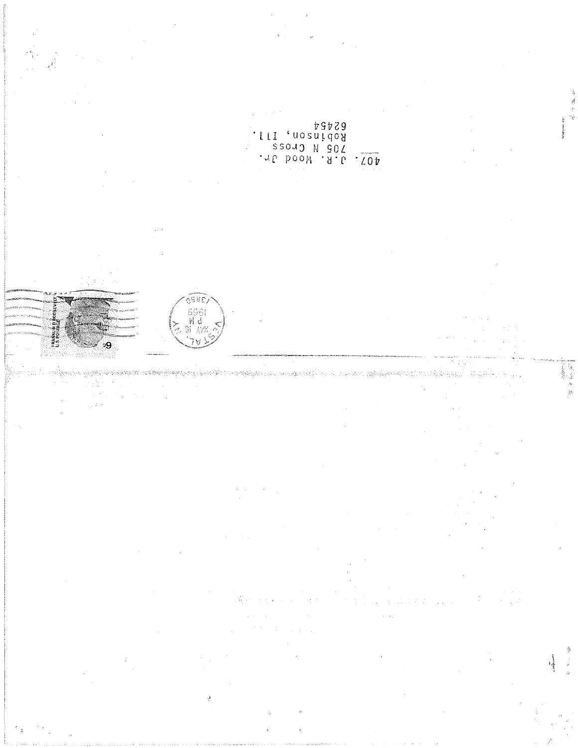407. J.R. Wood Jr.
705 N Cross
Robinson, Ill.
62454

FRANKLIN D ROOSEVELT
U.S. POSTAGE
6¢

VESTAL, NY
MAY 16
PM
1969
13850